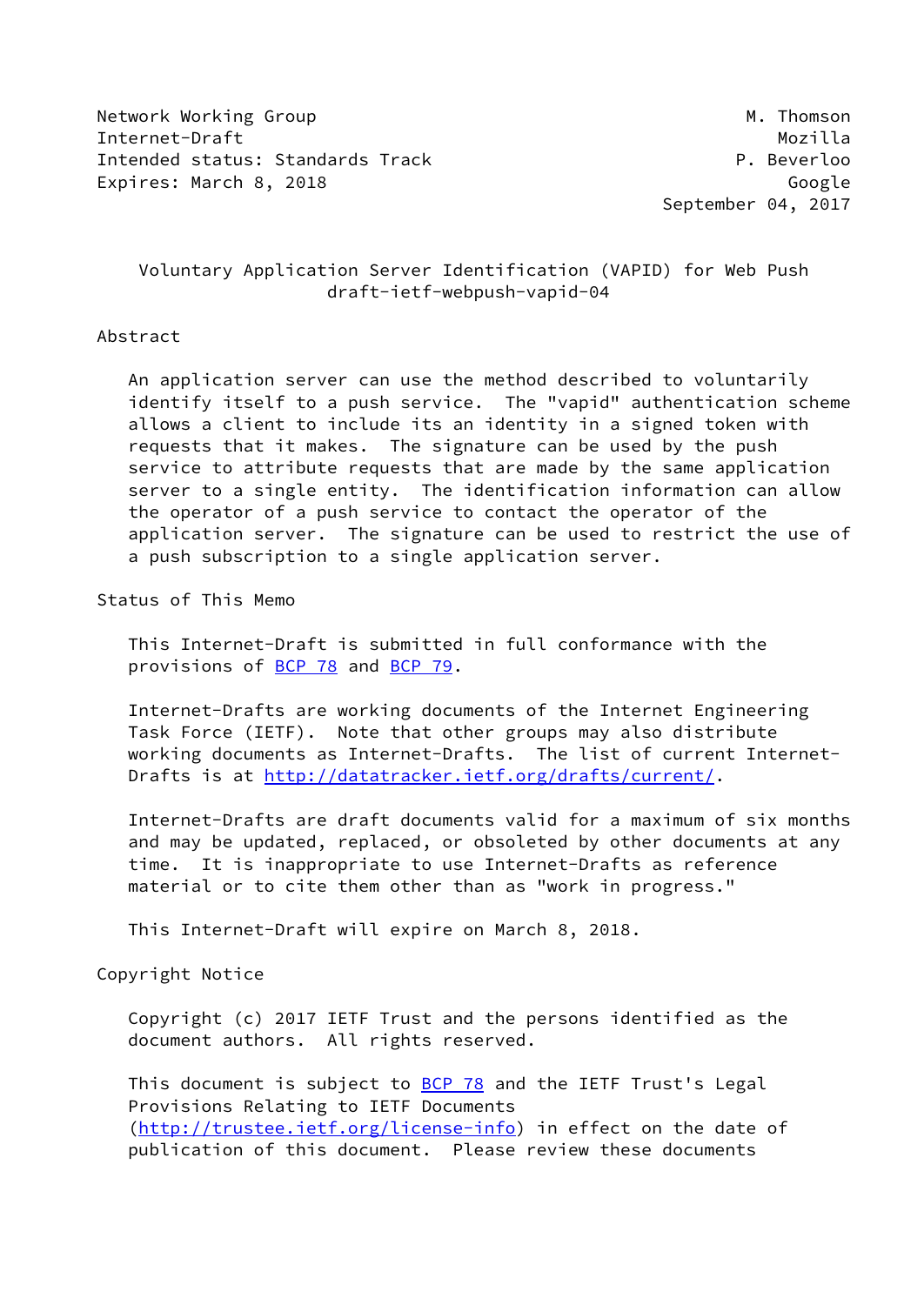Network Working Group M. Thomson
Internet-Draft Mozilla
Intended status: Standards Track P. Beverloo
Expires: March 8, 2018 Google
September 04, 2017

# Voluntary Application Server Identification (VAPID) for Web Push
draft-ietf-webpush-vapid-04

## Abstract

An application server can use the method described to voluntarily identify itself to a push service. The "vapid" authentication scheme allows a client to include its an identity in a signed token with requests that it makes. The signature can be used by the push service to attribute requests that are made by the same application server to a single entity. The identification information can allow the operator of a push service to contact the operator of the application server. The signature can be used to restrict the use of a push subscription to a single application server.

## Status of This Memo

This Internet-Draft is submitted in full conformance with the provisions of BCP 78 and BCP 79.

Internet-Drafts are working documents of the Internet Engineering Task Force (IETF). Note that other groups may also distribute working documents as Internet-Drafts. The list of current Internet-Drafts is at http://datatracker.ietf.org/drafts/current/.

Internet-Drafts are draft documents valid for a maximum of six months and may be updated, replaced, or obsoleted by other documents at any time. It is inappropriate to use Internet-Drafts as reference material or to cite them other than as "work in progress."

This Internet-Draft will expire on March 8, 2018.

## Copyright Notice

Copyright (c) 2017 IETF Trust and the persons identified as the document authors. All rights reserved.

This document is subject to BCP 78 and the IETF Trust's Legal Provisions Relating to IETF Documents (http://trustee.ietf.org/license-info) in effect on the date of publication of this document. Please review these documents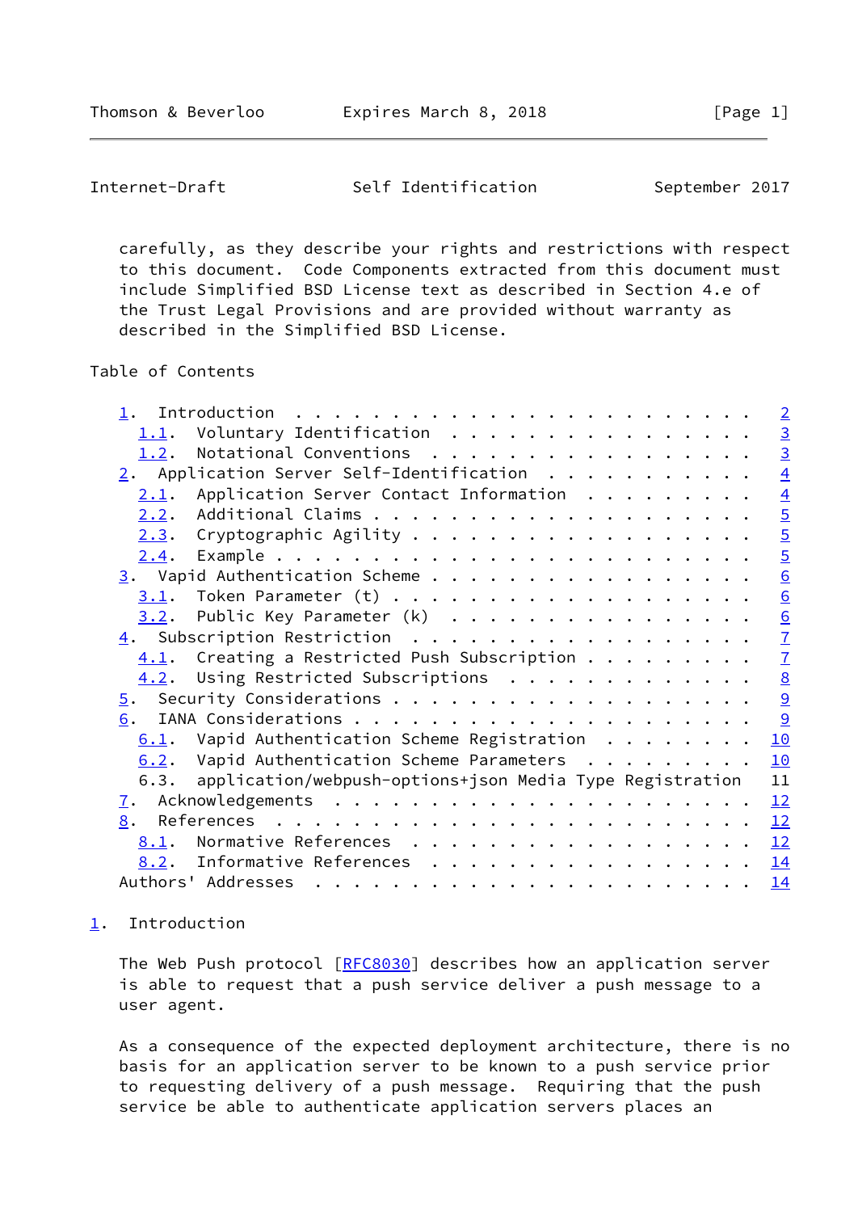carefully, as they describe your rights and restrictions with respect to this document. Code Components extracted from this document must include Simplified BSD License text as described in Section 4.e of the Trust Legal Provisions and are provided without warranty as described in the Simplified BSD License.

## Table of Contents

- 1. Introduction . . . . . . . . . . . . . . . . . . . . . . . . 2
  - 1.1. Voluntary Identification . . . . . . . . . . . . . . . . . 3
  - 1.2. Notational Conventions . . . . . . . . . . . . . . . . . . 3
- 2. Application Server Self-Identification . . . . . . . . . . . 4
  - 2.1. Application Server Contact Information . . . . . . . . . 4
  - 2.2. Additional Claims . . . . . . . . . . . . . . . . . . . . 5
  - 2.3. Cryptographic Agility . . . . . . . . . . . . . . . . . . 5
  - 2.4. Example . . . . . . . . . . . . . . . . . . . . . . . . . 5
- 3. Vapid Authentication Scheme . . . . . . . . . . . . . . . . . 6
  - 3.1. Token Parameter (t) . . . . . . . . . . . . . . . . . . . 6
  - 3.2. Public Key Parameter (k) . . . . . . . . . . . . . . . . 6
- 4. Subscription Restriction . . . . . . . . . . . . . . . . . . 7
  - 4.1. Creating a Restricted Push Subscription . . . . . . . . . 7
  - 4.2. Using Restricted Subscriptions . . . . . . . . . . . . . 8
- 5. Security Considerations . . . . . . . . . . . . . . . . . . . 9
- 6. IANA Considerations . . . . . . . . . . . . . . . . . . . . . 9
  - 6.1. Vapid Authentication Scheme Registration . . . . . . . . 10
  - 6.2. Vapid Authentication Scheme Parameters . . . . . . . . . 10
  - 6.3. application/webpush-options+json Media Type Registration 11
- 7. Acknowledgements . . . . . . . . . . . . . . . . . . . . . . 12
- 8. References . . . . . . . . . . . . . . . . . . . . . . . . . 12
  - 8.1. Normative References . . . . . . . . . . . . . . . . . . 12
  - 8.2. Informative References . . . . . . . . . . . . . . . . . 14
- Authors' Addresses . . . . . . . . . . . . . . . . . . . . . . . 14

## 1. Introduction

The Web Push protocol [RFC8030] describes how an application server is able to request that a push service deliver a push message to a user agent.

As a consequence of the expected deployment architecture, there is no basis for an application server to be known to a push service prior to requesting delivery of a push message. Requiring that the push service be able to authenticate application servers places an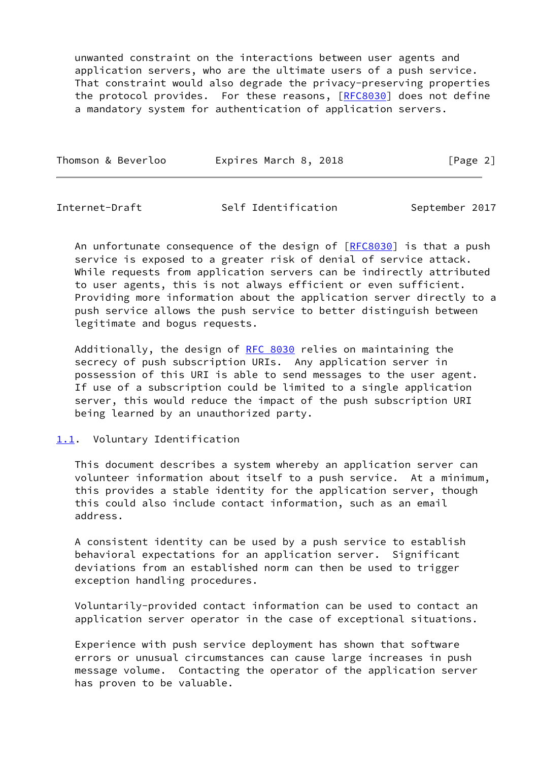unwanted constraint on the interactions between user agents and application servers, who are the ultimate users of a push service. That constraint would also degrade the privacy-preserving properties the protocol provides. For these reasons, [RFC8030] does not define a mandatory system for authentication of application servers.

An unfortunate consequence of the design of [RFC8030] is that a push service is exposed to a greater risk of denial of service attack. While requests from application servers can be indirectly attributed to user agents, this is not always efficient or even sufficient. Providing more information about the application server directly to a push service allows the push service to better distinguish between legitimate and bogus requests.

Additionally, the design of RFC 8030 relies on maintaining the secrecy of push subscription URIs. Any application server in possession of this URI is able to send messages to the user agent. If use of a subscription could be limited to a single application server, this would reduce the impact of the push subscription URI being learned by an unauthorized party.

### 1.1. Voluntary Identification

This document describes a system whereby an application server can volunteer information about itself to a push service. At a minimum, this provides a stable identity for the application server, though this could also include contact information, such as an email address.

A consistent identity can be used by a push service to establish behavioral expectations for an application server. Significant deviations from an established norm can then be used to trigger exception handling procedures.

Voluntarily-provided contact information can be used to contact an application server operator in the case of exceptional situations.

Experience with push service deployment has shown that software errors or unusual circumstances can cause large increases in push message volume. Contacting the operator of the application server has proven to be valuable.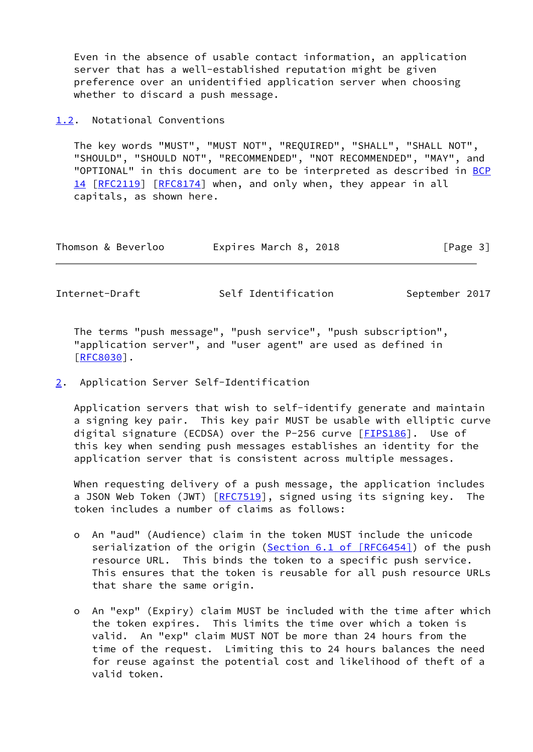Even in the absence of usable contact information, an application server that has a well-established reputation might be given preference over an unidentified application server when choosing whether to discard a push message.

### 1.2. Notational Conventions

The key words "MUST", "MUST NOT", "REQUIRED", "SHALL", "SHALL NOT", "SHOULD", "SHOULD NOT", "RECOMMENDED", "NOT RECOMMENDED", "MAY", and "OPTIONAL" in this document are to be interpreted as described in BCP 14 [RFC2119] [RFC8174] when, and only when, they appear in all capitals, as shown here.

The terms "push message", "push service", "push subscription", "application server", and "user agent" are used as defined in [RFC8030].

## 2. Application Server Self-Identification

Application servers that wish to self-identify generate and maintain a signing key pair. This key pair MUST be usable with elliptic curve digital signature (ECDSA) over the P-256 curve [FIPS186]. Use of this key when sending push messages establishes an identity for the application server that is consistent across multiple messages.

When requesting delivery of a push message, the application includes a JSON Web Token (JWT) [RFC7519], signed using its signing key. The token includes a number of claims as follows:

- An "aud" (Audience) claim in the token MUST include the unicode serialization of the origin (Section 6.1 of [RFC6454]) of the push resource URL. This binds the token to a specific push service. This ensures that the token is reusable for all push resource URLs that share the same origin.

- An "exp" (Expiry) claim MUST be included with the time after which the token expires. This limits the time over which a token is valid. An "exp" claim MUST NOT be more than 24 hours from the time of the request. Limiting this to 24 hours balances the need for reuse against the potential cost and likelihood of theft of a valid token.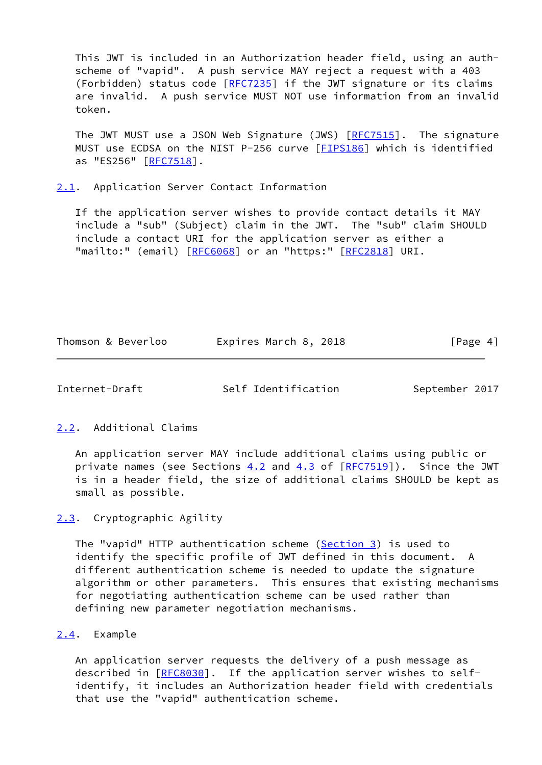This JWT is included in an Authorization header field, using an auth-scheme of "vapid". A push service MAY reject a request with a 403 (Forbidden) status code [RFC7235] if the JWT signature or its claims are invalid. A push service MUST NOT use information from an invalid token.

The JWT MUST use a JSON Web Signature (JWS) [RFC7515]. The signature MUST use ECDSA on the NIST P-256 curve [FIPS186] which is identified as "ES256" [RFC7518].

### 2.1. Application Server Contact Information

If the application server wishes to provide contact details it MAY include a "sub" (Subject) claim in the JWT. The "sub" claim SHOULD include a contact URI for the application server as either a "mailto:" (email) [RFC6068] or an "https:" [RFC2818] URI.

### 2.2. Additional Claims

An application server MAY include additional claims using public or private names (see Sections 4.2 and 4.3 of [RFC7519]). Since the JWT is in a header field, the size of additional claims SHOULD be kept as small as possible.

### 2.3. Cryptographic Agility

The "vapid" HTTP authentication scheme (Section 3) is used to identify the specific profile of JWT defined in this document. A different authentication scheme is needed to update the signature algorithm or other parameters. This ensures that existing mechanisms for negotiating authentication scheme can be used rather than defining new parameter negotiation mechanisms.

### 2.4. Example

An application server requests the delivery of a push message as described in [RFC8030]. If the application server wishes to self-identify, it includes an Authorization header field with credentials that use the "vapid" authentication scheme.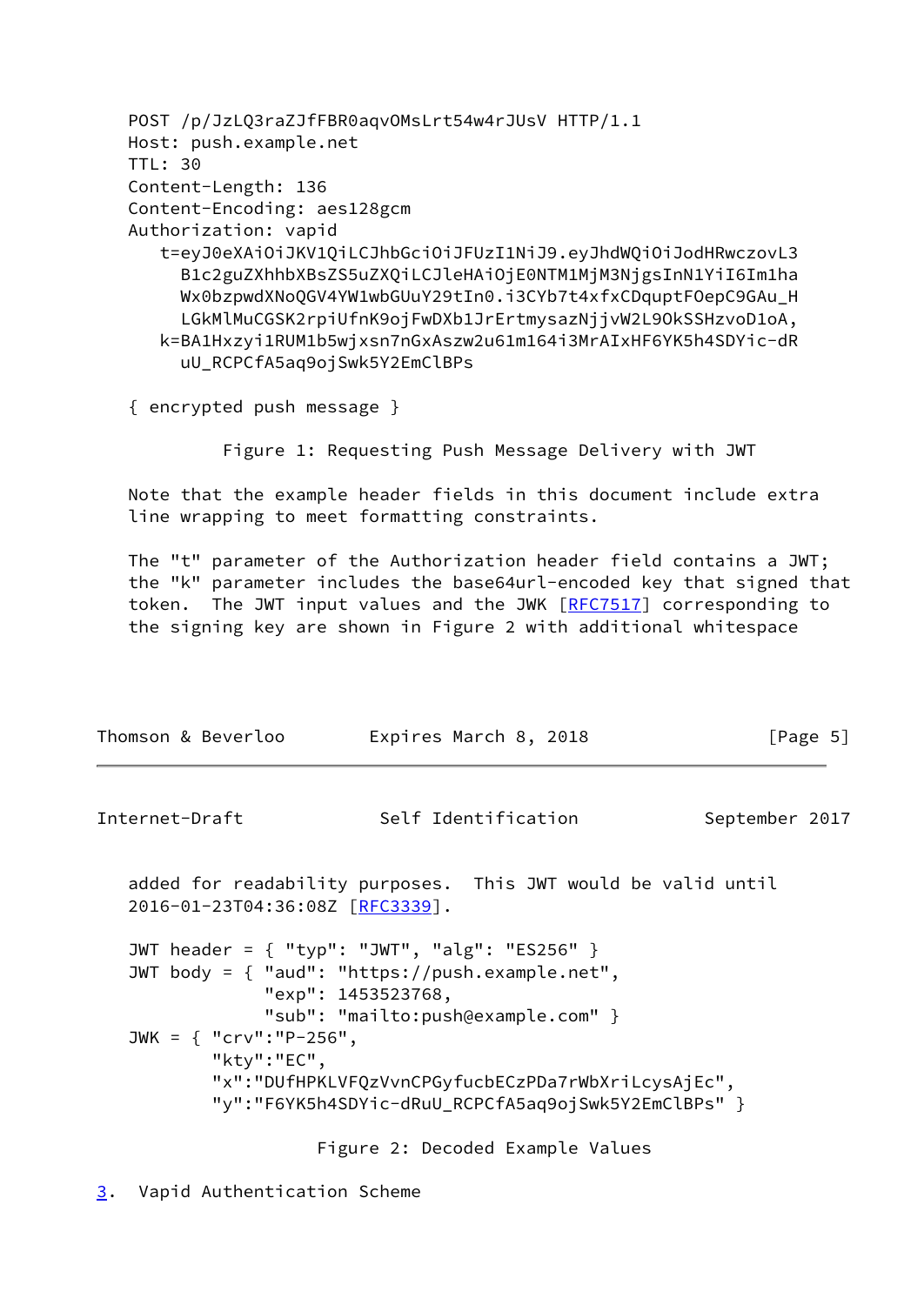```
POST /p/JzLQ3raZJfFBR0aqvOMsLrt54w4rJUsV HTTP/1.1
Host: push.example.net
TTL: 30
Content-Length: 136
Content-Encoding: aes128gcm
Authorization: vapid
   t=eyJ0eXAiOiJKV1QiLCJhbGciOiJFUzI1NiJ9.eyJhdWQiOiJodHRwczovL3
     B1c2guZXhhbXBsZS5uZXQiLCJleHAiOjE0NTM1MjM3NjgsInN1YiI6Im1ha
     Wx0bzpwdXNoQGV4YW1wbGUuY29tIn0.i3CYb7t4xfxCDquptFOepC9GAu_H
     LGkMlMuCGSK2rpiUfnK9ojFwDXb1JrErtmysazNjjvW2L9OkSSHzvoD1oA,
   k=BA1Hxzyi1RUM1b5wjxsn7nGxAszw2u61m164i3MrAIxHF6YK5h4SDYic-dR
     uU_RCPCfA5aq9ojSwk5Y2EmClBPs

{ encrypted push message }
```

Figure 1: Requesting Push Message Delivery with JWT

Note that the example header fields in this document include extra line wrapping to meet formatting constraints.

The "t" parameter of the Authorization header field contains a JWT; the "k" parameter includes the base64url-encoded key that signed that token. The JWT input values and the JWK [RFC7517] corresponding to the signing key are shown in Figure 2 with additional whitespace added for readability purposes. This JWT would be valid until 2016-01-23T04:36:08Z [RFC3339].

```
JWT header = { "typ": "JWT", "alg": "ES256" }
JWT body = { "aud": "https://push.example.net",
             "exp": 1453523768,
             "sub": "mailto:push@example.com" }
JWK = { "crv":"P-256",
        "kty":"EC",
        "x":"DUfHPKLVFQzVvnCPGyfucbECzPDa7rWbXriLcysAjEc",
        "y":"F6YK5h4SDYic-dRuU_RCPCfA5aq9ojSwk5Y2EmClBPs" }
```

Figure 2: Decoded Example Values

## 3. Vapid Authentication Scheme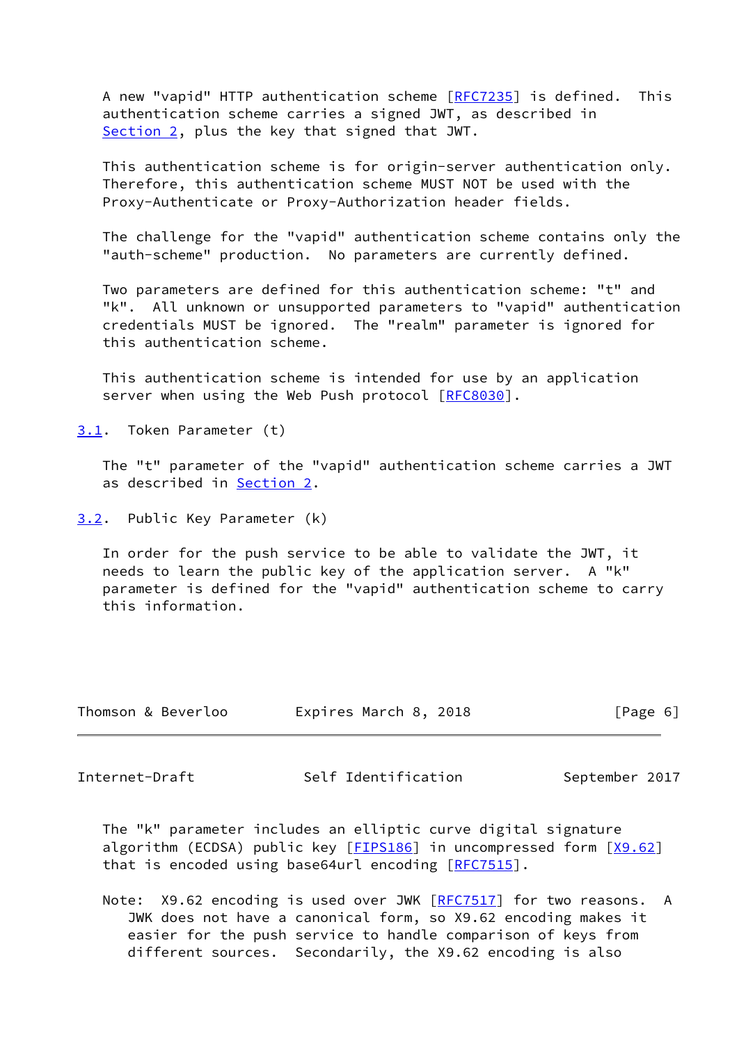A new "vapid" HTTP authentication scheme [RFC7235] is defined. This authentication scheme carries a signed JWT, as described in Section 2, plus the key that signed that JWT.

This authentication scheme is for origin-server authentication only. Therefore, this authentication scheme MUST NOT be used with the Proxy-Authenticate or Proxy-Authorization header fields.

The challenge for the "vapid" authentication scheme contains only the "auth-scheme" production. No parameters are currently defined.

Two parameters are defined for this authentication scheme: "t" and "k". All unknown or unsupported parameters to "vapid" authentication credentials MUST be ignored. The "realm" parameter is ignored for this authentication scheme.

This authentication scheme is intended for use by an application server when using the Web Push protocol [RFC8030].

## 3.1. Token Parameter (t)

The "t" parameter of the "vapid" authentication scheme carries a JWT as described in Section 2.

## 3.2. Public Key Parameter (k)

In order for the push service to be able to validate the JWT, it needs to learn the public key of the application server. A "k" parameter is defined for the "vapid" authentication scheme to carry this information.

The "k" parameter includes an elliptic curve digital signature algorithm (ECDSA) public key [FIPS186] in uncompressed form [X9.62] that is encoded using base64url encoding [RFC7515].

Note: X9.62 encoding is used over JWK [RFC7517] for two reasons. A JWK does not have a canonical form, so X9.62 encoding makes it easier for the push service to handle comparison of keys from different sources. Secondarily, the X9.62 encoding is also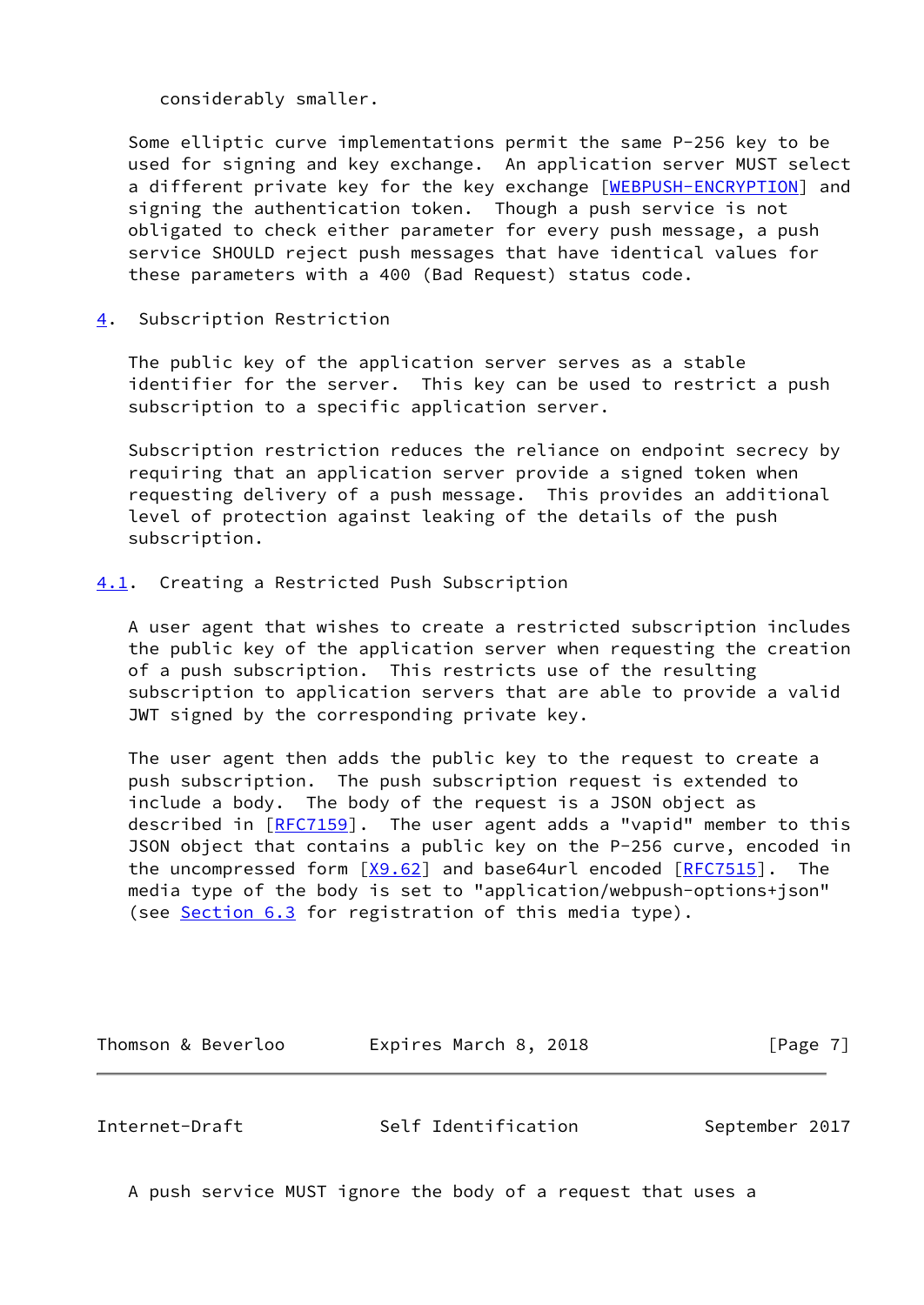considerably smaller.

Some elliptic curve implementations permit the same P-256 key to be used for signing and key exchange. An application server MUST select a different private key for the key exchange [WEBPUSH-ENCRYPTION] and signing the authentication token. Though a push service is not obligated to check either parameter for every push message, a push service SHOULD reject push messages that have identical values for these parameters with a 400 (Bad Request) status code.

## 4. Subscription Restriction

The public key of the application server serves as a stable identifier for the server. This key can be used to restrict a push subscription to a specific application server.

Subscription restriction reduces the reliance on endpoint secrecy by requiring that an application server provide a signed token when requesting delivery of a push message. This provides an additional level of protection against leaking of the details of the push subscription.

### 4.1. Creating a Restricted Push Subscription

A user agent that wishes to create a restricted subscription includes the public key of the application server when requesting the creation of a push subscription. This restricts use of the resulting subscription to application servers that are able to provide a valid JWT signed by the corresponding private key.

The user agent then adds the public key to the request to create a push subscription. The push subscription request is extended to include a body. The body of the request is a JSON object as described in [RFC7159]. The user agent adds a "vapid" member to this JSON object that contains a public key on the P-256 curve, encoded in the uncompressed form [X9.62] and base64url encoded [RFC7515]. The media type of the body is set to "application/webpush-options+json" (see Section 6.3 for registration of this media type).

A push service MUST ignore the body of a request that uses a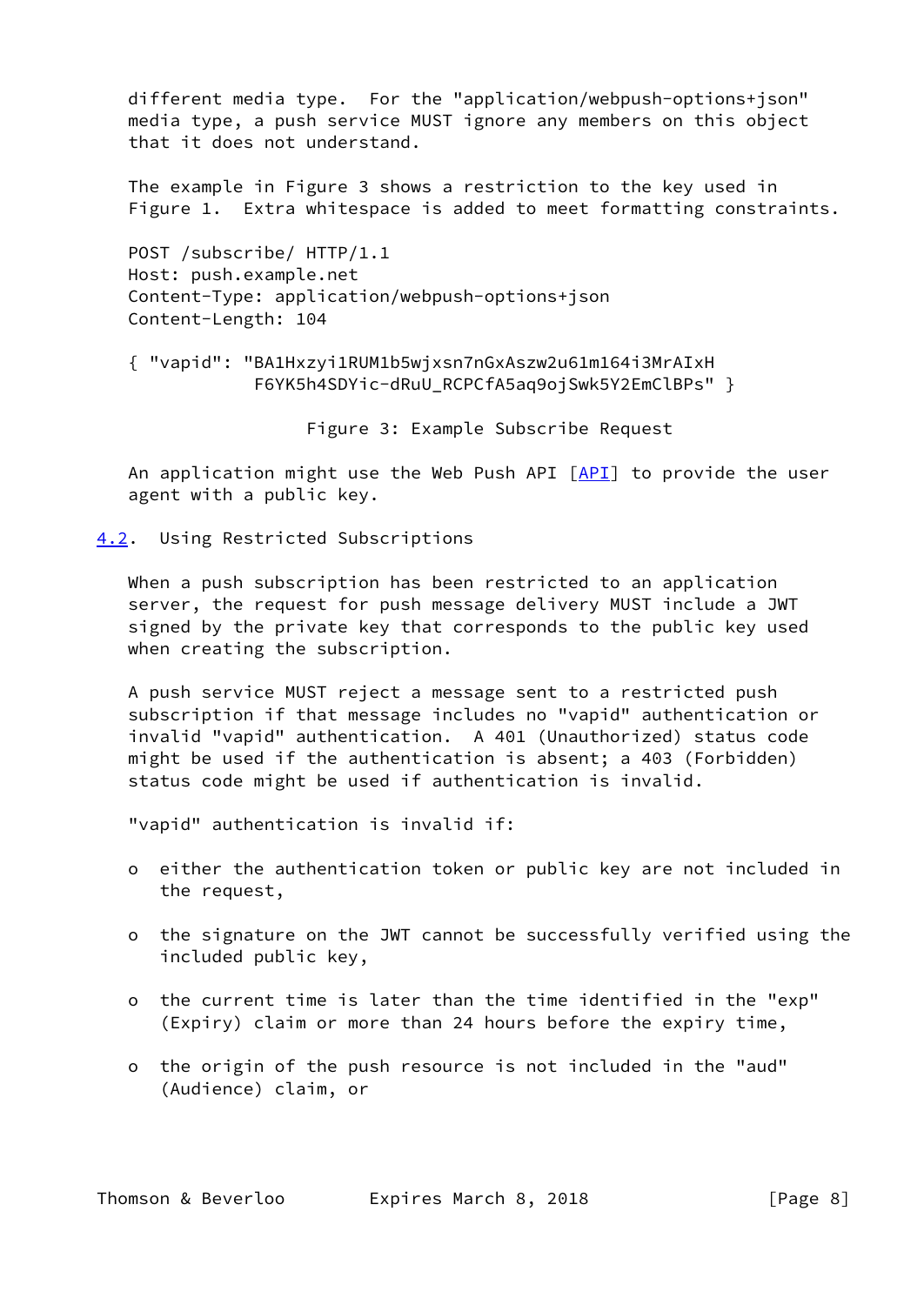different media type. For the "application/webpush-options+json" media type, a push service MUST ignore any members on this object that it does not understand.

The example in Figure 3 shows a restriction to the key used in Figure 1. Extra whitespace is added to meet formatting constraints.

```
POST /subscribe/ HTTP/1.1
Host: push.example.net
Content-Type: application/webpush-options+json
Content-Length: 104

{ "vapid": "BA1Hxzyi1RUM1b5wjxsn7nGxAszw2u61m164i3MrAIxH
            F6YK5h4SDYic-dRuU_RCPCfA5aq9ojSwk5Y2EmClBPs" }
```

Figure 3: Example Subscribe Request

An application might use the Web Push API [API] to provide the user agent with a public key.

## 4.2. Using Restricted Subscriptions

When a push subscription has been restricted to an application server, the request for push message delivery MUST include a JWT signed by the private key that corresponds to the public key used when creating the subscription.

A push service MUST reject a message sent to a restricted push subscription if that message includes no "vapid" authentication or invalid "vapid" authentication. A 401 (Unauthorized) status code might be used if the authentication is absent; a 403 (Forbidden) status code might be used if authentication is invalid.

"vapid" authentication is invalid if:

- either the authentication token or public key are not included in the request,
- the signature on the JWT cannot be successfully verified using the included public key,
- the current time is later than the time identified in the "exp" (Expiry) claim or more than 24 hours before the expiry time,
- the origin of the push resource is not included in the "aud" (Audience) claim, or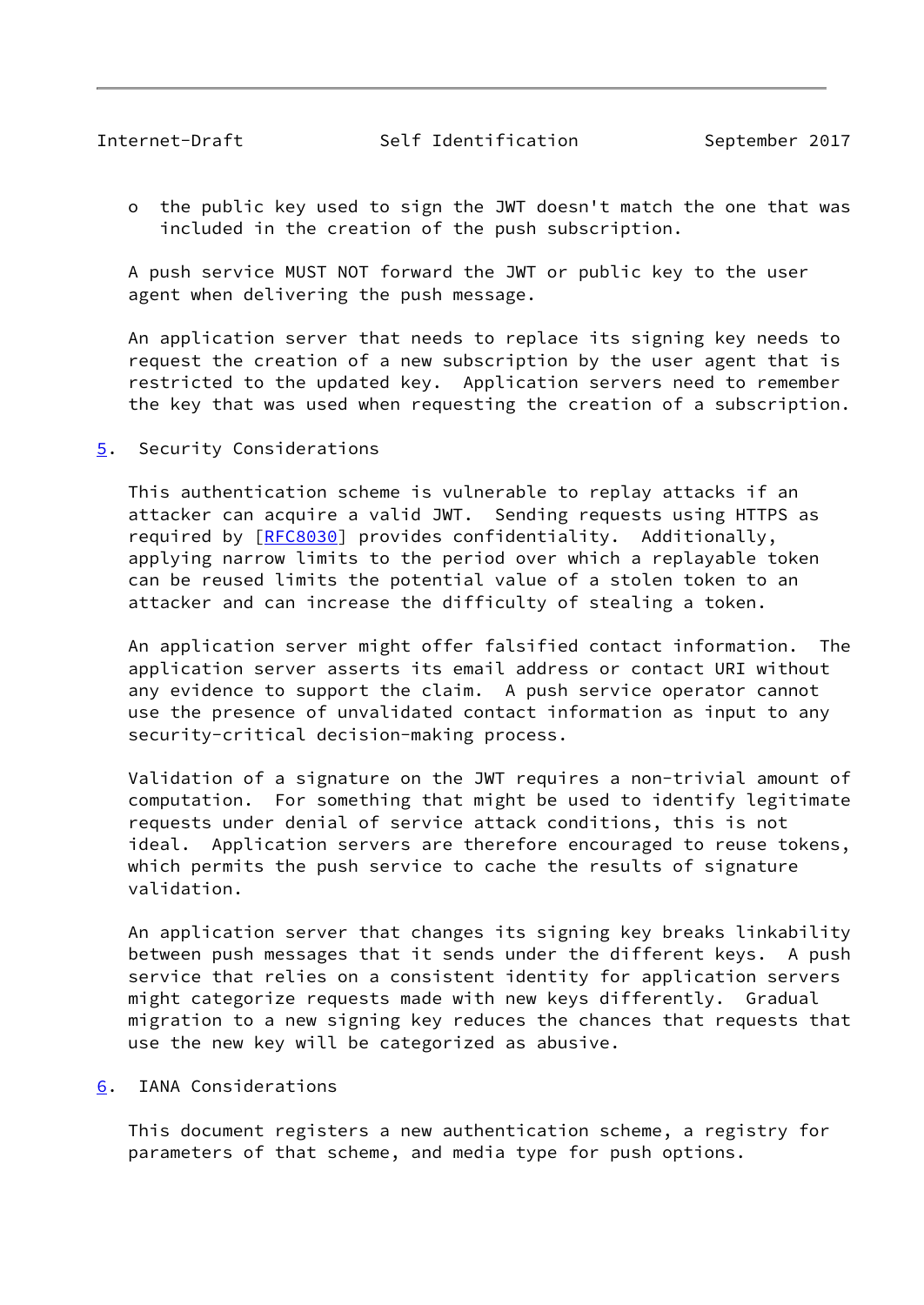- the public key used to sign the JWT doesn't match the one that was included in the creation of the push subscription.

A push service MUST NOT forward the JWT or public key to the user agent when delivering the push message.

An application server that needs to replace its signing key needs to request the creation of a new subscription by the user agent that is restricted to the updated key. Application servers need to remember the key that was used when requesting the creation of a subscription.

## 5. Security Considerations

This authentication scheme is vulnerable to replay attacks if an attacker can acquire a valid JWT. Sending requests using HTTPS as required by [RFC8030] provides confidentiality. Additionally, applying narrow limits to the period over which a replayable token can be reused limits the potential value of a stolen token to an attacker and can increase the difficulty of stealing a token.

An application server might offer falsified contact information. The application server asserts its email address or contact URI without any evidence to support the claim. A push service operator cannot use the presence of unvalidated contact information as input to any security-critical decision-making process.

Validation of a signature on the JWT requires a non-trivial amount of computation. For something that might be used to identify legitimate requests under denial of service attack conditions, this is not ideal. Application servers are therefore encouraged to reuse tokens, which permits the push service to cache the results of signature validation.

An application server that changes its signing key breaks linkability between push messages that it sends under the different keys. A push service that relies on a consistent identity for application servers might categorize requests made with new keys differently. Gradual migration to a new signing key reduces the chances that requests that use the new key will be categorized as abusive.

## 6. IANA Considerations

This document registers a new authentication scheme, a registry for parameters of that scheme, and media type for push options.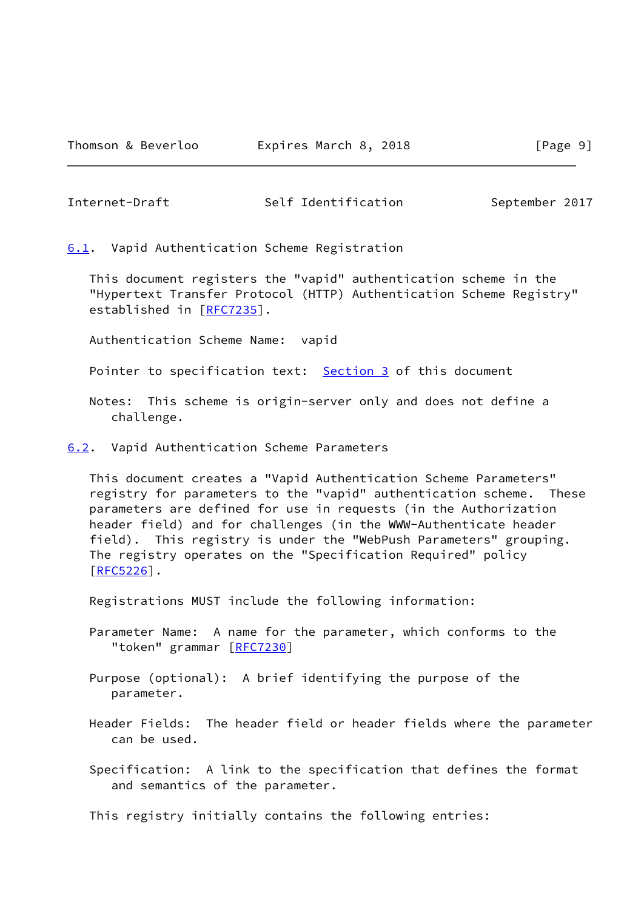### 6.1. Vapid Authentication Scheme Registration

This document registers the "vapid" authentication scheme in the "Hypertext Transfer Protocol (HTTP) Authentication Scheme Registry" established in [RFC7235].

Authentication Scheme Name: vapid

Pointer to specification text: Section 3 of this document

Notes: This scheme is origin-server only and does not define a challenge.

### 6.2. Vapid Authentication Scheme Parameters

This document creates a "Vapid Authentication Scheme Parameters" registry for parameters to the "vapid" authentication scheme. These parameters are defined for use in requests (in the Authorization header field) and for challenges (in the WWW-Authenticate header field). This registry is under the "WebPush Parameters" grouping. The registry operates on the "Specification Required" policy [RFC5226].

Registrations MUST include the following information:

Parameter Name: A name for the parameter, which conforms to the "token" grammar [RFC7230]

Purpose (optional): A brief identifying the purpose of the parameter.

Header Fields: The header field or header fields where the parameter can be used.

Specification: A link to the specification that defines the format and semantics of the parameter.

This registry initially contains the following entries: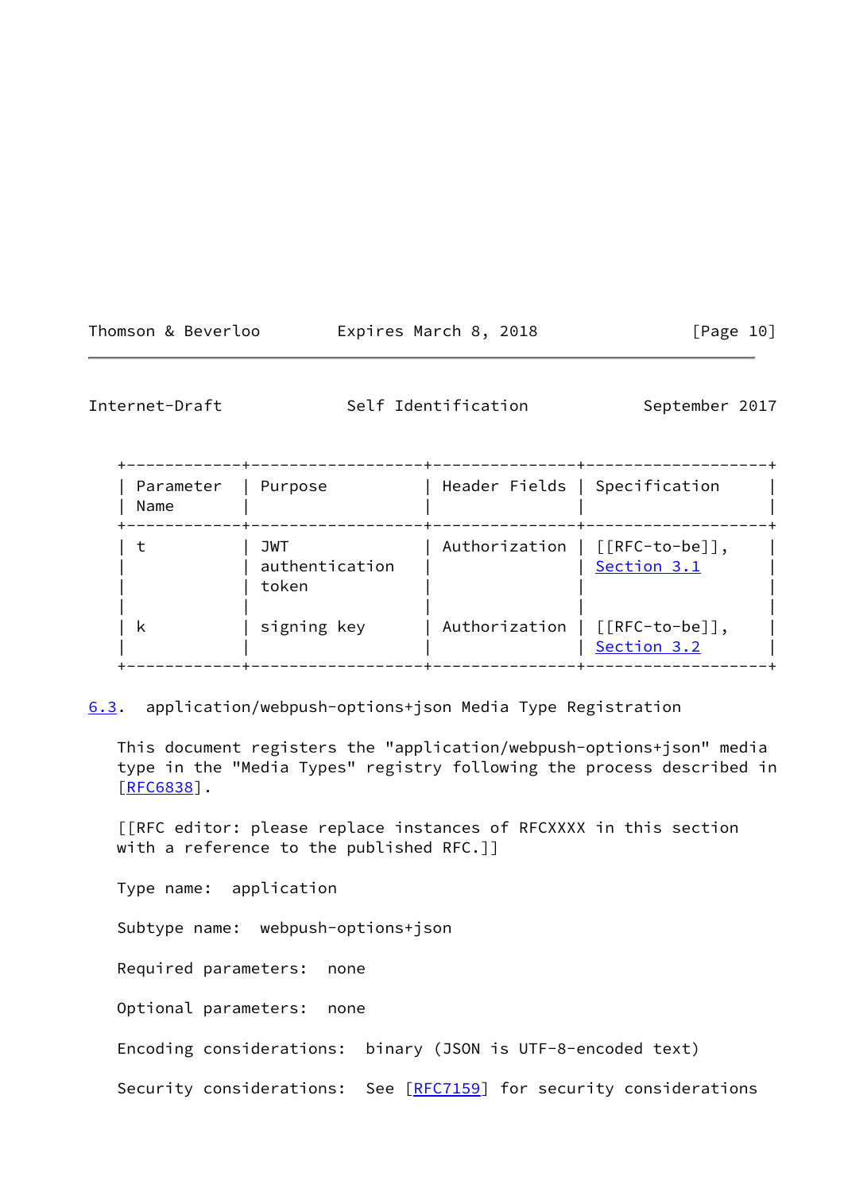| Parameter Name | Purpose | Header Fields | Specification |
|---|---|---|---|
| t | JWT authentication token | Authorization | [[RFC-to-be]], Section 3.1 |
| k | signing key | Authorization | [[RFC-to-be]], Section 3.2 |

### 6.3. application/webpush-options+json Media Type Registration

This document registers the "application/webpush-options+json" media type in the "Media Types" registry following the process described in [RFC6838].

[[RFC editor: please replace instances of RFCXXXX in this section with a reference to the published RFC.]]

Type name: application

Subtype name: webpush-options+json

Required parameters: none

Optional parameters: none

Encoding considerations: binary (JSON is UTF-8-encoded text)

Security considerations: See [RFC7159] for security considerations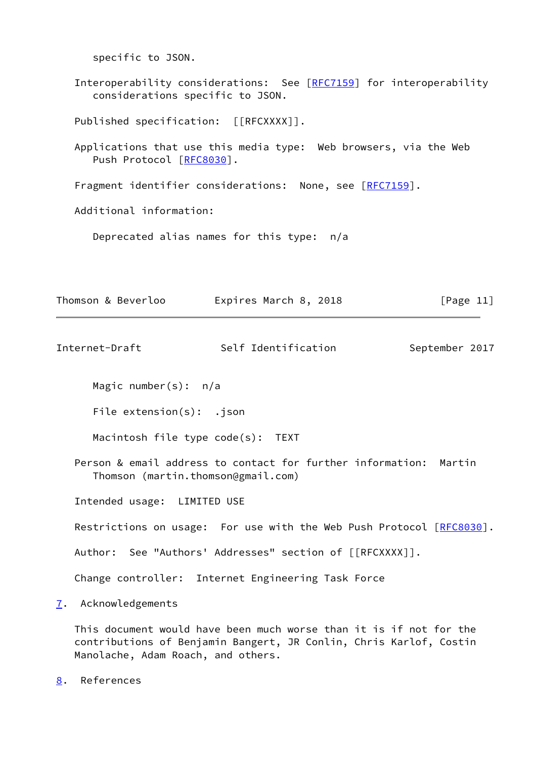specific to JSON.

Interoperability considerations: See [RFC7159] for interoperability considerations specific to JSON.

Published specification: [[RFCXXXX]].

Applications that use this media type: Web browsers, via the Web Push Protocol [RFC8030].

Fragment identifier considerations: None, see [RFC7159].

Additional information:

Deprecated alias names for this type: n/a

Magic number(s): n/a

File extension(s): .json

Macintosh file type code(s): TEXT

Person & email address to contact for further information: Martin Thomson (martin.thomson@gmail.com)

Intended usage: LIMITED USE

Restrictions on usage: For use with the Web Push Protocol [RFC8030].

Author: See "Authors' Addresses" section of [[RFCXXXX]].

Change controller: Internet Engineering Task Force

## 7. Acknowledgements

This document would have been much worse than it is if not for the contributions of Benjamin Bangert, JR Conlin, Chris Karlof, Costin Manolache, Adam Roach, and others.

## 8. References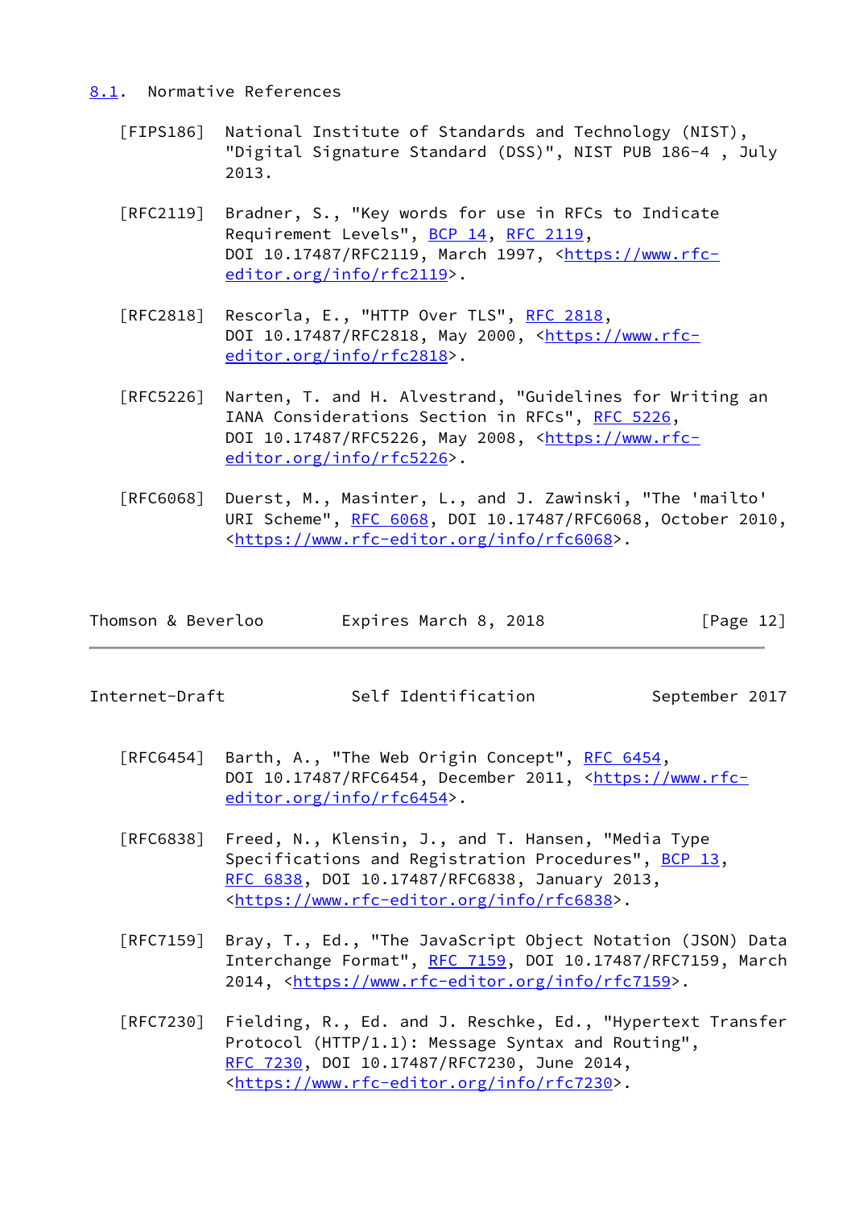### 8.1. Normative References

[FIPS186] National Institute of Standards and Technology (NIST), "Digital Signature Standard (DSS)", NIST PUB 186-4 , July 2013.

[RFC2119] Bradner, S., "Key words for use in RFCs to Indicate Requirement Levels", BCP 14, RFC 2119, DOI 10.17487/RFC2119, March 1997, <https://www.rfc-editor.org/info/rfc2119>.

[RFC2818] Rescorla, E., "HTTP Over TLS", RFC 2818, DOI 10.17487/RFC2818, May 2000, <https://www.rfc-editor.org/info/rfc2818>.

[RFC5226] Narten, T. and H. Alvestrand, "Guidelines for Writing an IANA Considerations Section in RFCs", RFC 5226, DOI 10.17487/RFC5226, May 2008, <https://www.rfc-editor.org/info/rfc5226>.

[RFC6068] Duerst, M., Masinter, L., and J. Zawinski, "The 'mailto' URI Scheme", RFC 6068, DOI 10.17487/RFC6068, October 2010, <https://www.rfc-editor.org/info/rfc6068>.

[RFC6454] Barth, A., "The Web Origin Concept", RFC 6454, DOI 10.17487/RFC6454, December 2011, <https://www.rfc-editor.org/info/rfc6454>.

[RFC6838] Freed, N., Klensin, J., and T. Hansen, "Media Type Specifications and Registration Procedures", BCP 13, RFC 6838, DOI 10.17487/RFC6838, January 2013, <https://www.rfc-editor.org/info/rfc6838>.

[RFC7159] Bray, T., Ed., "The JavaScript Object Notation (JSON) Data Interchange Format", RFC 7159, DOI 10.17487/RFC7159, March 2014, <https://www.rfc-editor.org/info/rfc7159>.

[RFC7230] Fielding, R., Ed. and J. Reschke, Ed., "Hypertext Transfer Protocol (HTTP/1.1): Message Syntax and Routing", RFC 7230, DOI 10.17487/RFC7230, June 2014, <https://www.rfc-editor.org/info/rfc7230>.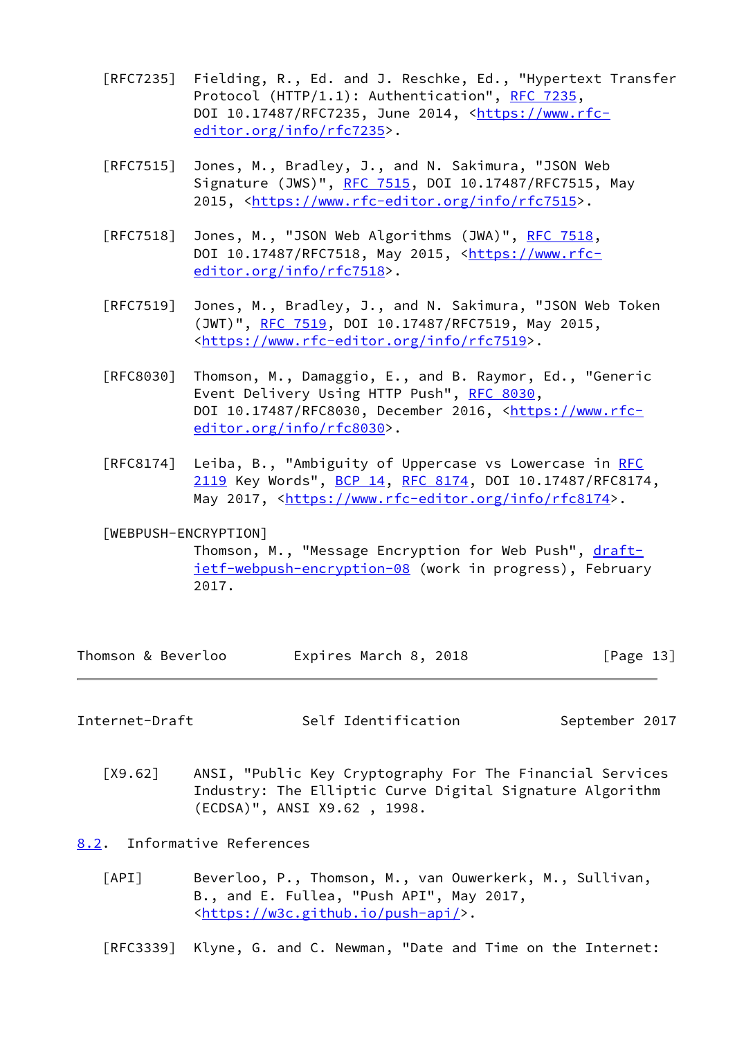[RFC7235] Fielding, R., Ed. and J. Reschke, Ed., "Hypertext Transfer Protocol (HTTP/1.1): Authentication", RFC 7235, DOI 10.17487/RFC7235, June 2014, <https://www.rfc-editor.org/info/rfc7235>.

[RFC7515] Jones, M., Bradley, J., and N. Sakimura, "JSON Web Signature (JWS)", RFC 7515, DOI 10.17487/RFC7515, May 2015, <https://www.rfc-editor.org/info/rfc7515>.

[RFC7518] Jones, M., "JSON Web Algorithms (JWA)", RFC 7518, DOI 10.17487/RFC7518, May 2015, <https://www.rfc-editor.org/info/rfc7518>.

[RFC7519] Jones, M., Bradley, J., and N. Sakimura, "JSON Web Token (JWT)", RFC 7519, DOI 10.17487/RFC7519, May 2015, <https://www.rfc-editor.org/info/rfc7519>.

[RFC8030] Thomson, M., Damaggio, E., and B. Raymor, Ed., "Generic Event Delivery Using HTTP Push", RFC 8030, DOI 10.17487/RFC8030, December 2016, <https://www.rfc-editor.org/info/rfc8030>.

[RFC8174] Leiba, B., "Ambiguity of Uppercase vs Lowercase in RFC 2119 Key Words", BCP 14, RFC 8174, DOI 10.17487/RFC8174, May 2017, <https://www.rfc-editor.org/info/rfc8174>.

[WEBPUSH-ENCRYPTION] Thomson, M., "Message Encryption for Web Push", draft-ietf-webpush-encryption-08 (work in progress), February 2017.

[X9.62] ANSI, "Public Key Cryptography For The Financial Services Industry: The Elliptic Curve Digital Signature Algorithm (ECDSA)", ANSI X9.62 , 1998.

### 8.2. Informative References

[API] Beverloo, P., Thomson, M., van Ouwerkerk, M., Sullivan, B., and E. Fullea, "Push API", May 2017, <https://w3c.github.io/push-api/>.

[RFC3339] Klyne, G. and C. Newman, "Date and Time on the Internet: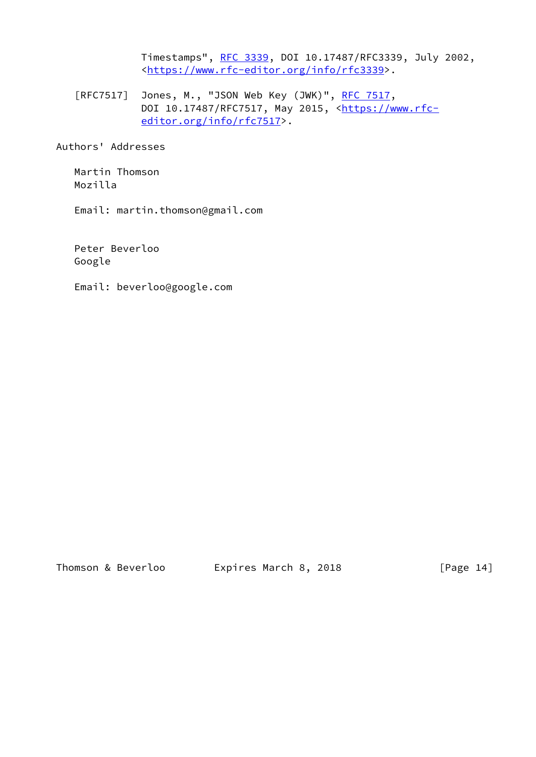Timestamps", RFC 3339, DOI 10.17487/RFC3339, July 2002, <https://www.rfc-editor.org/info/rfc3339>.

[RFC7517] Jones, M., "JSON Web Key (JWK)", RFC 7517, DOI 10.17487/RFC7517, May 2015, <https://www.rfc-editor.org/info/rfc7517>.

## Authors' Addresses

Martin Thomson
Mozilla

Email: martin.thomson@gmail.com

Peter Beverloo
Google

Email: beverloo@google.com